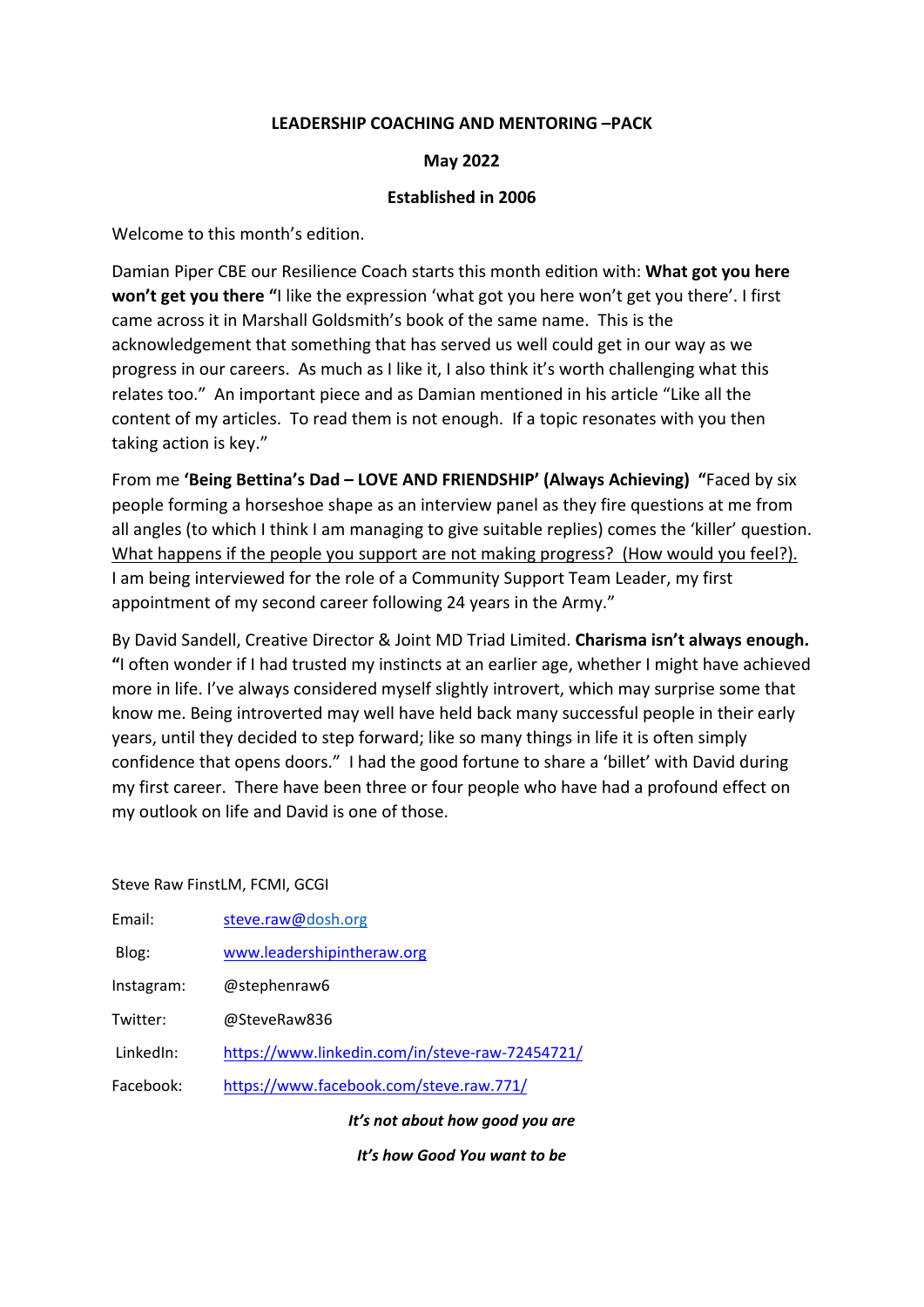**LEADERSHIP COACHING AND MENTORING –PACK**

**May 2022**

**Established in 2006**

Welcome to this month's edition.

Damian Piper CBE our Resilience Coach starts this month edition with: **What got you here won't get you there "**I like the expression 'what got you here won't get you there'. I first came across it in Marshall Goldsmith's book of the same name. This is the acknowledgement that something that has served us well could get in our way as we progress in our careers. As much as I like it, I also think it's worth challenging what this relates too." An important piece and as Damian mentioned in his article "Like all the content of my articles. To read them is not enough. If a topic resonates with you then taking action is key."

From me **'Being Bettina's Dad – LOVE AND FRIENDSHIP' (Always Achieving) "**Faced by six people forming a horseshoe shape as an interview panel as they fire questions at me from all angles (to which I think I am managing to give suitable replies) comes the 'killer' question. What happens if the people you support are not making progress? (How would you feel?). I am being interviewed for the role of a Community Support Team Leader, my first appointment of my second career following 24 years in the Army."

By David Sandell, Creative Director & Joint MD Triad Limited. **Charisma isn't always enough. "**I often wonder if I had trusted my instincts at an earlier age, whether I might have achieved more in life. I've always considered myself slightly introvert, which may surprise some that know me. Being introverted may well have held back many successful people in their early years, until they decided to step forward; like so many things in life it is often simply confidence that opens doors." I had the good fortune to share a 'billet' with David during my first career. There have been three or four people who have had a profound effect on my outlook on life and David is one of those.

Steve Raw FInstLM, FCMI, GCGI

| | |
|---|---|
| Email: | steve.raw@dosh.org |
| Blog: | www.leadershipintheraw.org |
| Instagram: | @stephenraw6 |
| Twitter: | @SteveRaw836 |
| LinkedIn: | https://www.linkedin.com/in/steve-raw-72454721/ |
| Facebook: | https://www.facebook.com/steve.raw.771/ |

***It's not about how good you are***

***It's how Good You want to be***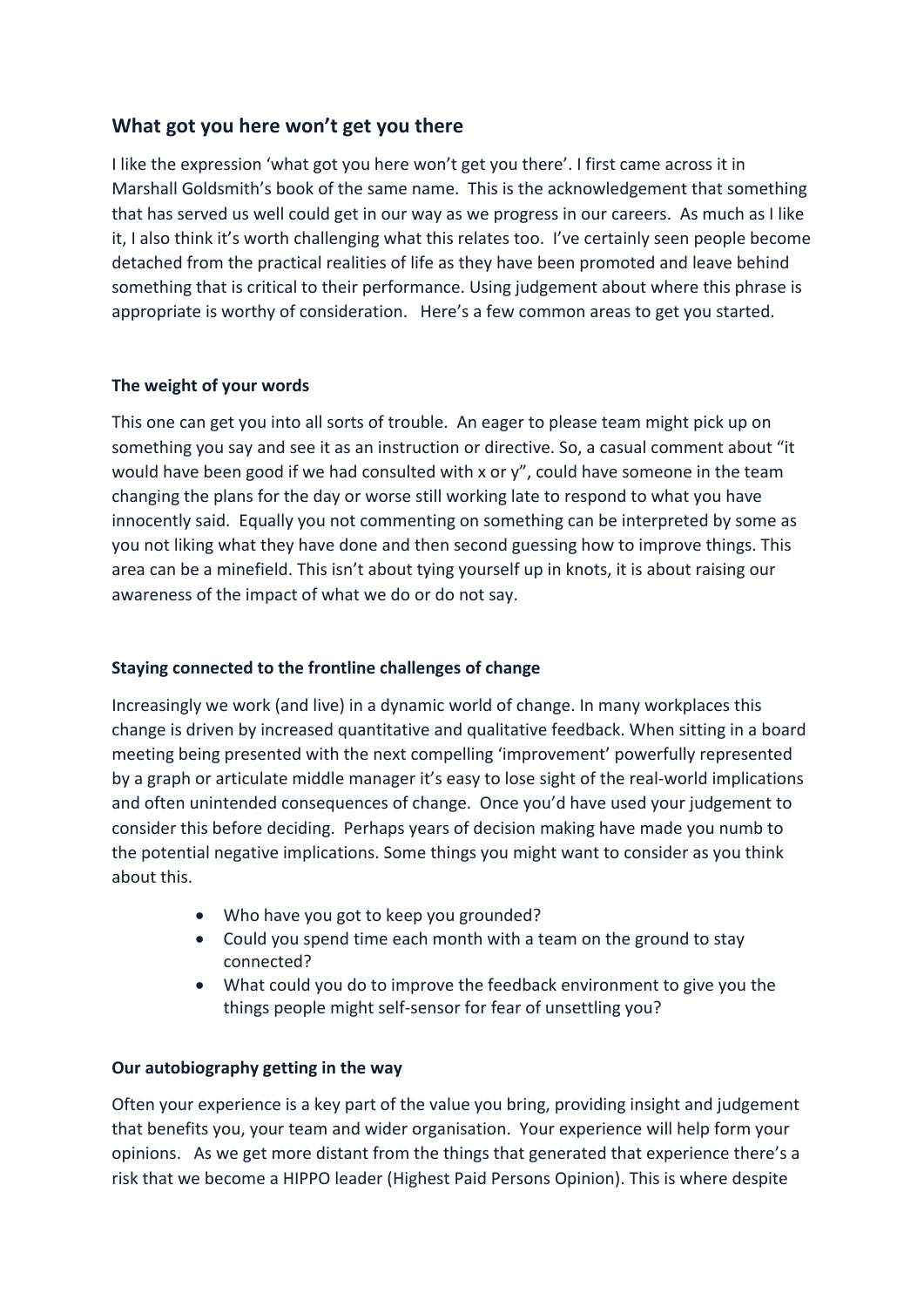## What got you here won't get you there

I like the expression 'what got you here won't get you there'. I first came across it in Marshall Goldsmith's book of the same name. This is the acknowledgement that something that has served us well could get in our way as we progress in our careers. As much as I like it, I also think it's worth challenging what this relates too. I've certainly seen people become detached from the practical realities of life as they have been promoted and leave behind something that is critical to their performance. Using judgement about where this phrase is appropriate is worthy of consideration. Here's a few common areas to get you started.

### The weight of your words

This one can get you into all sorts of trouble. An eager to please team might pick up on something you say and see it as an instruction or directive. So, a casual comment about "it would have been good if we had consulted with x or y", could have someone in the team changing the plans for the day or worse still working late to respond to what you have innocently said. Equally you not commenting on something can be interpreted by some as you not liking what they have done and then second guessing how to improve things. This area can be a minefield. This isn't about tying yourself up in knots, it is about raising our awareness of the impact of what we do or do not say.

### Staying connected to the frontline challenges of change

Increasingly we work (and live) in a dynamic world of change. In many workplaces this change is driven by increased quantitative and qualitative feedback. When sitting in a board meeting being presented with the next compelling 'improvement' powerfully represented by a graph or articulate middle manager it's easy to lose sight of the real-world implications and often unintended consequences of change. Once you'd have used your judgement to consider this before deciding. Perhaps years of decision making have made you numb to the potential negative implications. Some things you might want to consider as you think about this.

- Who have you got to keep you grounded?
- Could you spend time each month with a team on the ground to stay connected?
- What could you do to improve the feedback environment to give you the things people might self-sensor for fear of unsettling you?

### Our autobiography getting in the way

Often your experience is a key part of the value you bring, providing insight and judgement that benefits you, your team and wider organisation. Your experience will help form your opinions. As we get more distant from the things that generated that experience there's a risk that we become a HIPPO leader (Highest Paid Persons Opinion). This is where despite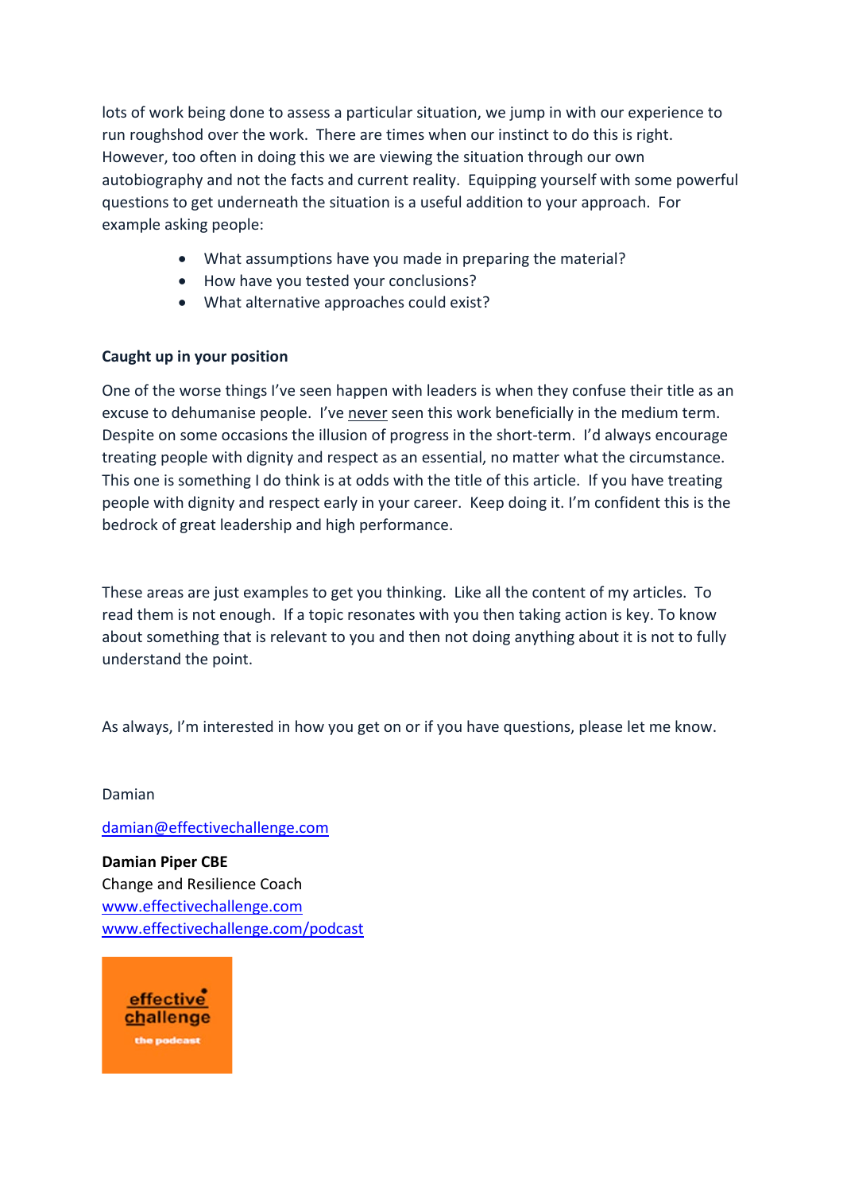lots of work being done to assess a particular situation, we jump in with our experience to run roughshod over the work. There are times when our instinct to do this is right. However, too often in doing this we are viewing the situation through our own autobiography and not the facts and current reality. Equipping yourself with some powerful questions to get underneath the situation is a useful addition to your approach. For example asking people:

- What assumptions have you made in preparing the material?
- How have you tested your conclusions?
- What alternative approaches could exist?

**Caught up in your position**

One of the worse things I've seen happen with leaders is when they confuse their title as an excuse to dehumanise people. I've never seen this work beneficially in the medium term. Despite on some occasions the illusion of progress in the short-term. I'd always encourage treating people with dignity and respect as an essential, no matter what the circumstance. This one is something I do think is at odds with the title of this article. If you have treating people with dignity and respect early in your career. Keep doing it. I'm confident this is the bedrock of great leadership and high performance.

These areas are just examples to get you thinking. Like all the content of my articles. To read them is not enough. If a topic resonates with you then taking action is key. To know about something that is relevant to you and then not doing anything about it is not to fully understand the point.

As always, I'm interested in how you get on or if you have questions, please let me know.

Damian

damian@effectivechallenge.com

**Damian Piper CBE**
Change and Resilience Coach
www.effectivechallenge.com
www.effectivechallenge.com/podcast

effective challenge
the podcast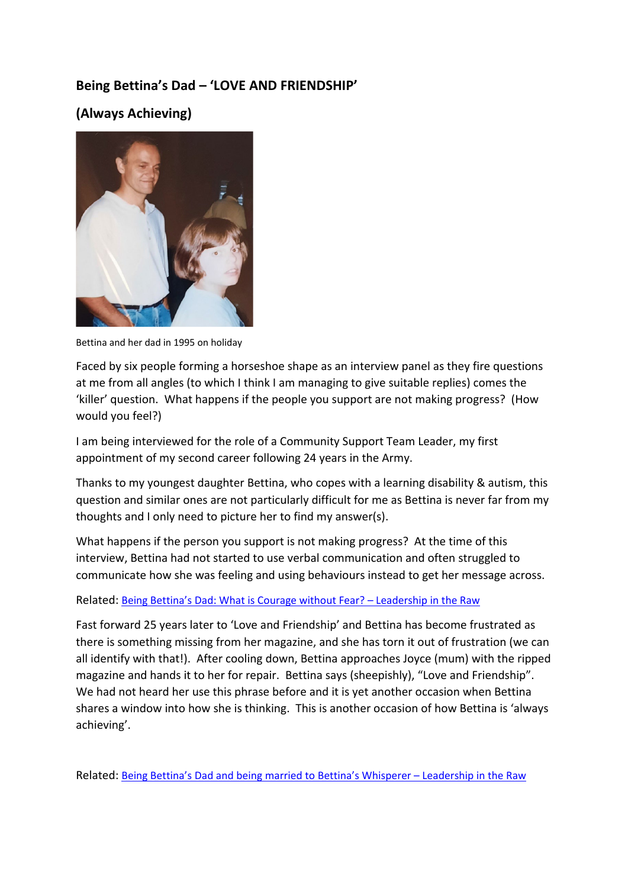**Being Bettina's Dad – 'LOVE AND FRIENDSHIP'**

**(Always Achieving)**

Bettina and her dad in 1995 on holiday

Faced by six people forming a horseshoe shape as an interview panel as they fire questions at me from all angles (to which I think I am managing to give suitable replies) comes the 'killer' question. What happens if the people you support are not making progress? (How would you feel?)

I am being interviewed for the role of a Community Support Team Leader, my first appointment of my second career following 24 years in the Army.

Thanks to my youngest daughter Bettina, who copes with a learning disability & autism, this question and similar ones are not particularly difficult for me as Bettina is never far from my thoughts and I only need to picture her to find my answer(s).

What happens if the person you support is not making progress? At the time of this interview, Bettina had not started to use verbal communication and often struggled to communicate how she was feeling and using behaviours instead to get her message across.

Related: Being Bettina's Dad: What is Courage without Fear? – Leadership in the Raw

Fast forward 25 years later to 'Love and Friendship' and Bettina has become frustrated as there is something missing from her magazine, and she has torn it out of frustration (we can all identify with that!). After cooling down, Bettina approaches Joyce (mum) with the ripped magazine and hands it to her for repair. Bettina says (sheepishly), "Love and Friendship". We had not heard her use this phrase before and it is yet another occasion when Bettina shares a window into how she is thinking. This is another occasion of how Bettina is 'always achieving'.

Related: Being Bettina's Dad and being married to Bettina's Whisperer – Leadership in the Raw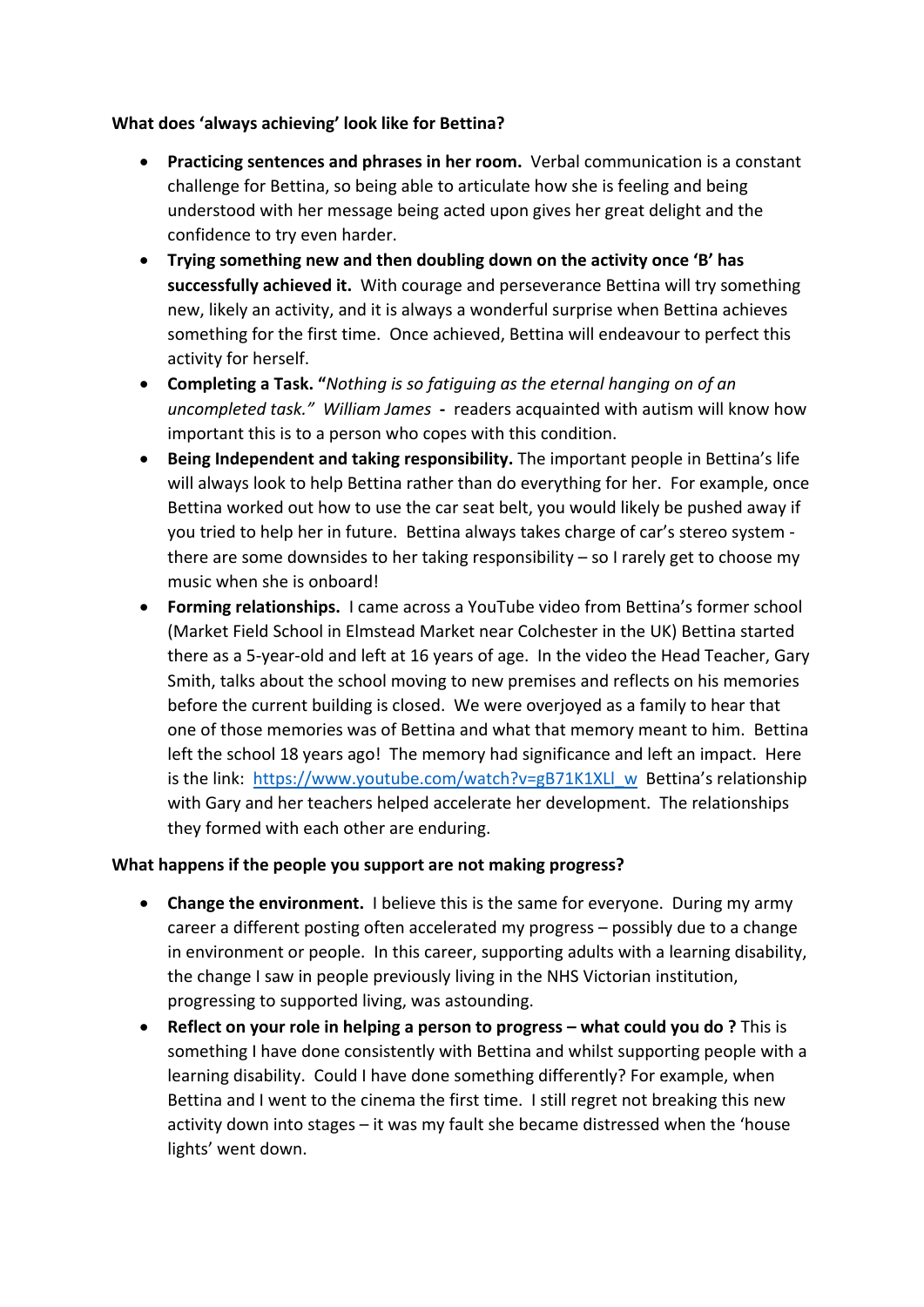**What does 'always achieving' look like for Bettina?**

- **Practicing sentences and phrases in her room.** Verbal communication is a constant challenge for Bettina, so being able to articulate how she is feeling and being understood with her message being acted upon gives her great delight and the confidence to try even harder.
- **Trying something new and then doubling down on the activity once 'B' has successfully achieved it.** With courage and perseverance Bettina will try something new, likely an activity, and it is always a wonderful surprise when Bettina achieves something for the first time. Once achieved, Bettina will endeavour to perfect this activity for herself.
- **Completing a Task. "***Nothing is so fatiguing as the eternal hanging on of an uncompleted task." William James* **-** readers acquainted with autism will know how important this is to a person who copes with this condition.
- **Being Independent and taking responsibility.** The important people in Bettina's life will always look to help Bettina rather than do everything for her. For example, once Bettina worked out how to use the car seat belt, you would likely be pushed away if you tried to help her in future. Bettina always takes charge of car's stereo system - there are some downsides to her taking responsibility – so I rarely get to choose my music when she is onboard!
- **Forming relationships.** I came across a YouTube video from Bettina's former school (Market Field School in Elmstead Market near Colchester in the UK) Bettina started there as a 5-year-old and left at 16 years of age. In the video the Head Teacher, Gary Smith, talks about the school moving to new premises and reflects on his memories before the current building is closed. We were overjoyed as a family to hear that one of those memories was of Bettina and what that memory meant to him. Bettina left the school 18 years ago! The memory had significance and left an impact. Here is the link: [https://www.youtube.com/watch?v=gB71K1XLl_w](https://www.youtube.com/watch?v=gB71K1XLl_w) Bettina's relationship with Gary and her teachers helped accelerate her development. The relationships they formed with each other are enduring.

**What happens if the people you support are not making progress?**

- **Change the environment.** I believe this is the same for everyone. During my army career a different posting often accelerated my progress – possibly due to a change in environment or people. In this career, supporting adults with a learning disability, the change I saw in people previously living in the NHS Victorian institution, progressing to supported living, was astounding.
- **Reflect on your role in helping a person to progress – what could you do ?** This is something I have done consistently with Bettina and whilst supporting people with a learning disability. Could I have done something differently? For example, when Bettina and I went to the cinema the first time. I still regret not breaking this new activity down into stages – it was my fault she became distressed when the 'house lights' went down.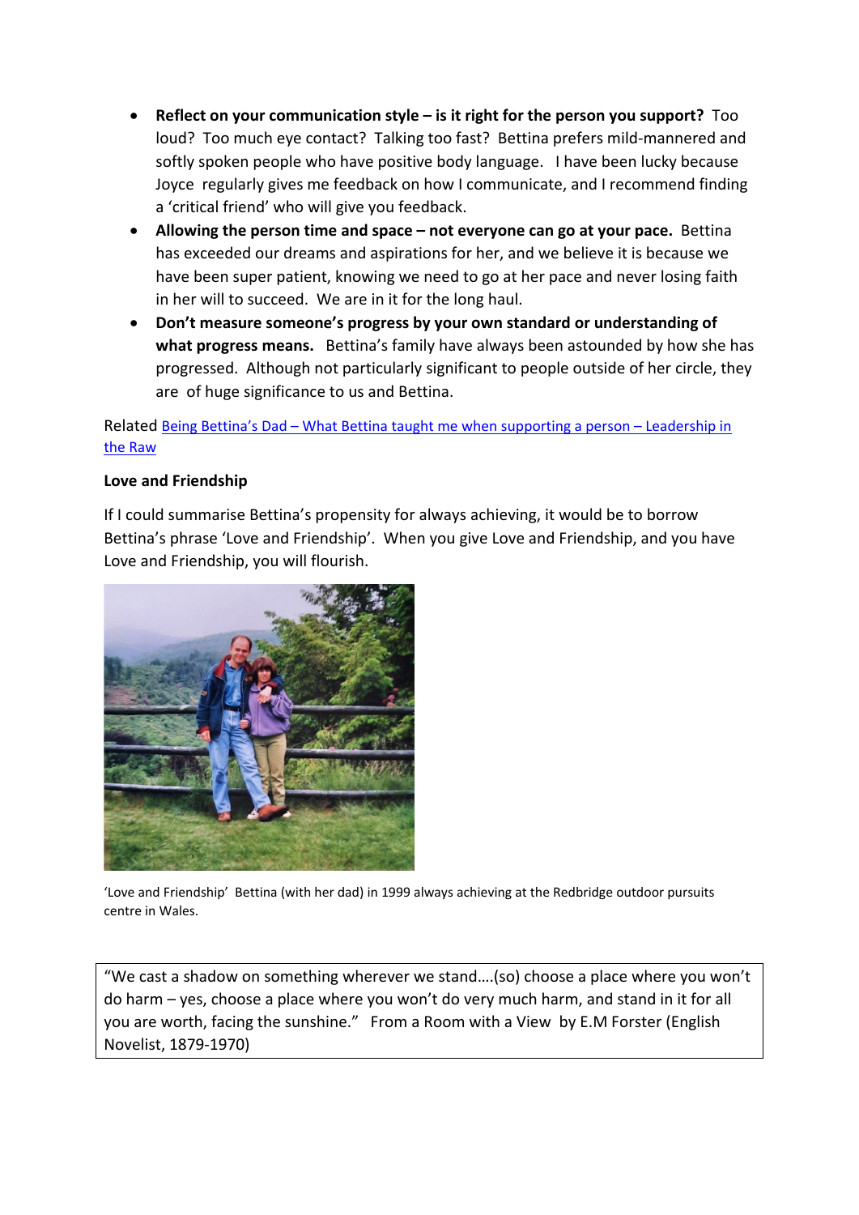- **Reflect on your communication style – is it right for the person you support?** Too loud? Too much eye contact? Talking too fast? Bettina prefers mild-mannered and softly spoken people who have positive body language. I have been lucky because Joyce regularly gives me feedback on how I communicate, and I recommend finding a 'critical friend' who will give you feedback.
- **Allowing the person time and space – not everyone can go at your pace.** Bettina has exceeded our dreams and aspirations for her, and we believe it is because we have been super patient, knowing we need to go at her pace and never losing faith in her will to succeed. We are in it for the long haul.
- **Don't measure someone's progress by your own standard or understanding of what progress means.** Bettina's family have always been astounded by how she has progressed. Although not particularly significant to people outside of her circle, they are of huge significance to us and Bettina.

Related [Being Bettina's Dad – What Bettina taught me when supporting a person – Leadership in the Raw]

**Love and Friendship**

If I could summarise Bettina's propensity for always achieving, it would be to borrow Bettina's phrase 'Love and Friendship'. When you give Love and Friendship, and you have Love and Friendship, you will flourish.

'Love and Friendship' Bettina (with her dad) in 1999 always achieving at the Redbridge outdoor pursuits centre in Wales.

> "We cast a shadow on something wherever we stand….(so) choose a place where you won't do harm – yes, choose a place where you won't do very much harm, and stand in it for all you are worth, facing the sunshine." From a Room with a View by E.M Forster (English Novelist, 1879-1970)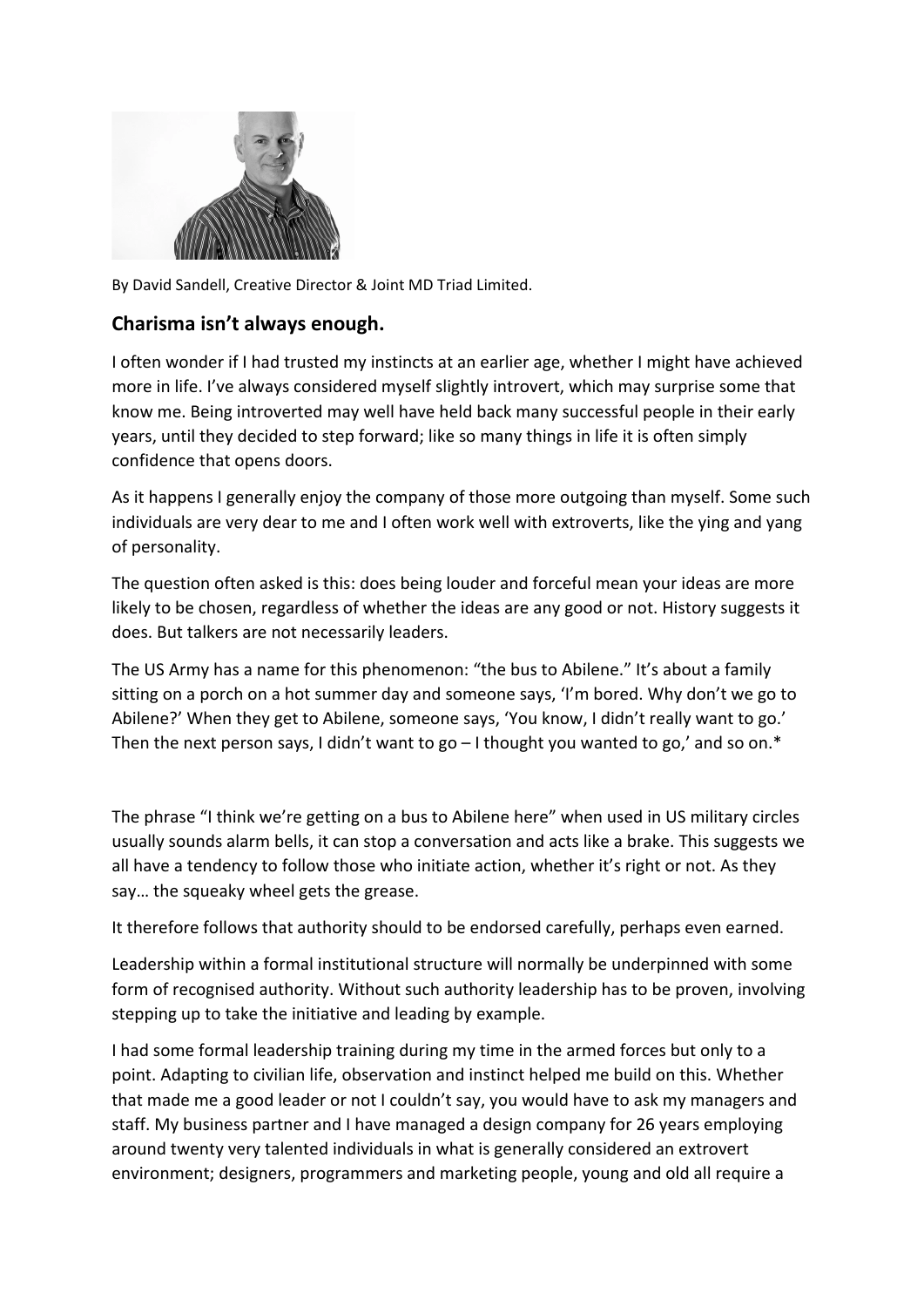By David Sandell, Creative Director & Joint MD Triad Limited.

## Charisma isn't always enough.

I often wonder if I had trusted my instincts at an earlier age, whether I might have achieved more in life. I've always considered myself slightly introvert, which may surprise some that know me. Being introverted may well have held back many successful people in their early years, until they decided to step forward; like so many things in life it is often simply confidence that opens doors.

As it happens I generally enjoy the company of those more outgoing than myself. Some such individuals are very dear to me and I often work well with extroverts, like the ying and yang of personality.

The question often asked is this: does being louder and forceful mean your ideas are more likely to be chosen, regardless of whether the ideas are any good or not. History suggests it does. But talkers are not necessarily leaders.

The US Army has a name for this phenomenon: "the bus to Abilene." It's about a family sitting on a porch on a hot summer day and someone says, 'I'm bored. Why don't we go to Abilene?' When they get to Abilene, someone says, 'You know, I didn't really want to go.' Then the next person says, I didn't want to go – I thought you wanted to go,' and so on.*

The phrase "I think we're getting on a bus to Abilene here" when used in US military circles usually sounds alarm bells, it can stop a conversation and acts like a brake. This suggests we all have a tendency to follow those who initiate action, whether it's right or not. As they say… the squeaky wheel gets the grease.

It therefore follows that authority should to be endorsed carefully, perhaps even earned.

Leadership within a formal institutional structure will normally be underpinned with some form of recognised authority. Without such authority leadership has to be proven, involving stepping up to take the initiative and leading by example.

I had some formal leadership training during my time in the armed forces but only to a point. Adapting to civilian life, observation and instinct helped me build on this. Whether that made me a good leader or not I couldn't say, you would have to ask my managers and staff. My business partner and I have managed a design company for 26 years employing around twenty very talented individuals in what is generally considered an extrovert environment; designers, programmers and marketing people, young and old all require a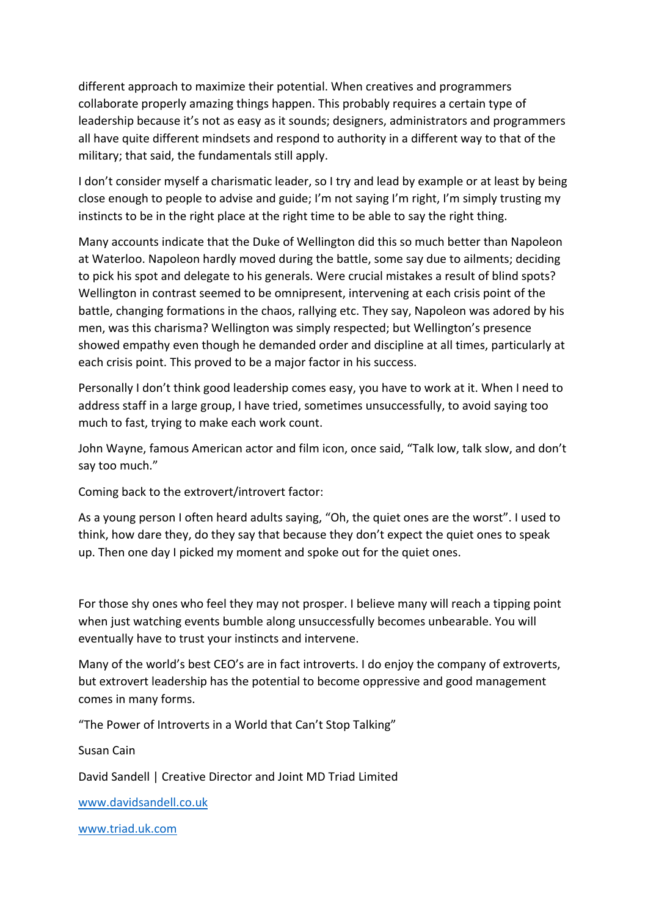different approach to maximize their potential. When creatives and programmers collaborate properly amazing things happen. This probably requires a certain type of leadership because it's not as easy as it sounds; designers, administrators and programmers all have quite different mindsets and respond to authority in a different way to that of the military; that said, the fundamentals still apply.

I don't consider myself a charismatic leader, so I try and lead by example or at least by being close enough to people to advise and guide; I'm not saying I'm right, I'm simply trusting my instincts to be in the right place at the right time to be able to say the right thing.

Many accounts indicate that the Duke of Wellington did this so much better than Napoleon at Waterloo. Napoleon hardly moved during the battle, some say due to ailments; deciding to pick his spot and delegate to his generals. Were crucial mistakes a result of blind spots? Wellington in contrast seemed to be omnipresent, intervening at each crisis point of the battle, changing formations in the chaos, rallying etc. They say, Napoleon was adored by his men, was this charisma? Wellington was simply respected; but Wellington's presence showed empathy even though he demanded order and discipline at all times, particularly at each crisis point. This proved to be a major factor in his success.

Personally I don't think good leadership comes easy, you have to work at it. When I need to address staff in a large group, I have tried, sometimes unsuccessfully, to avoid saying too much to fast, trying to make each work count.

John Wayne, famous American actor and film icon, once said, "Talk low, talk slow, and don't say too much."

Coming back to the extrovert/introvert factor:

As a young person I often heard adults saying, "Oh, the quiet ones are the worst". I used to think, how dare they, do they say that because they don't expect the quiet ones to speak up. Then one day I picked my moment and spoke out for the quiet ones.

For those shy ones who feel they may not prosper. I believe many will reach a tipping point when just watching events bumble along unsuccessfully becomes unbearable. You will eventually have to trust your instincts and intervene.

Many of the world's best CEO's are in fact introverts. I do enjoy the company of extroverts, but extrovert leadership has the potential to become oppressive and good management comes in many forms.

"The Power of Introverts in a World that Can't Stop Talking"

Susan Cain

David Sandell | Creative Director and Joint MD Triad Limited

www.davidsandell.co.uk

www.triad.uk.com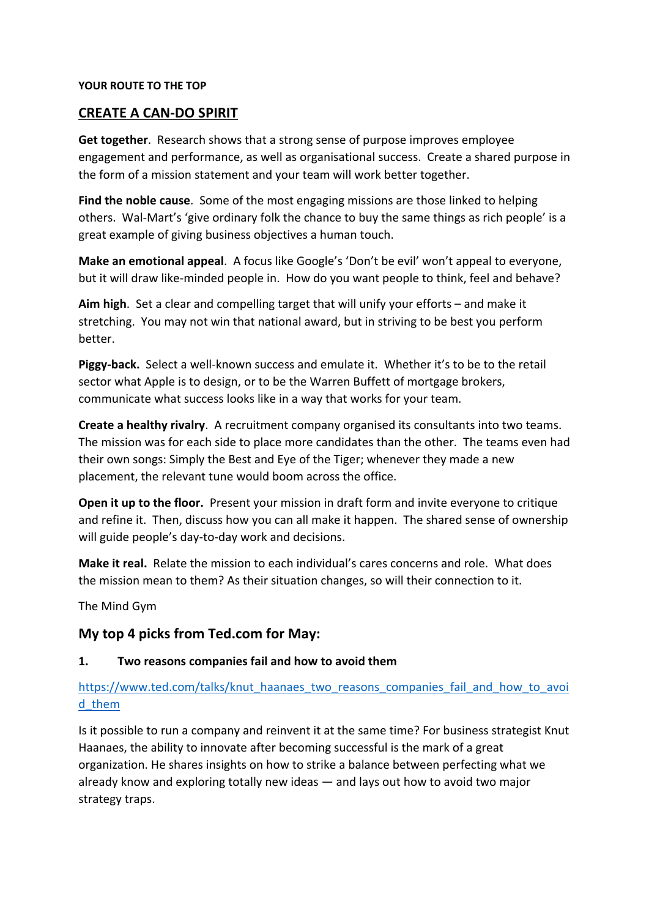**YOUR ROUTE TO THE TOP**

## CREATE A CAN-DO SPIRIT

**Get together**. Research shows that a strong sense of purpose improves employee engagement and performance, as well as organisational success. Create a shared purpose in the form of a mission statement and your team will work better together.

**Find the noble cause**. Some of the most engaging missions are those linked to helping others. Wal-Mart's 'give ordinary folk the chance to buy the same things as rich people' is a great example of giving business objectives a human touch.

**Make an emotional appeal**. A focus like Google's 'Don't be evil' won't appeal to everyone, but it will draw like-minded people in. How do you want people to think, feel and behave?

**Aim high**. Set a clear and compelling target that will unify your efforts – and make it stretching. You may not win that national award, but in striving to be best you perform better.

**Piggy-back.** Select a well-known success and emulate it. Whether it's to be to the retail sector what Apple is to design, or to be the Warren Buffett of mortgage brokers, communicate what success looks like in a way that works for your team.

**Create a healthy rivalry**. A recruitment company organised its consultants into two teams. The mission was for each side to place more candidates than the other. The teams even had their own songs: Simply the Best and Eye of the Tiger; whenever they made a new placement, the relevant tune would boom across the office.

**Open it up to the floor.** Present your mission in draft form and invite everyone to critique and refine it. Then, discuss how you can all make it happen. The shared sense of ownership will guide people's day-to-day work and decisions.

**Make it real.** Relate the mission to each individual's cares concerns and role. What does the mission mean to them? As their situation changes, so will their connection to it.

The Mind Gym

## My top 4 picks from Ted.com for May:

**1. Two reasons companies fail and how to avoid them**

https://www.ted.com/talks/knut_haanaes_two_reasons_companies_fail_and_how_to_avoid_them

Is it possible to run a company and reinvent it at the same time? For business strategist Knut Haanaes, the ability to innovate after becoming successful is the mark of a great organization. He shares insights on how to strike a balance between perfecting what we already know and exploring totally new ideas — and lays out how to avoid two major strategy traps.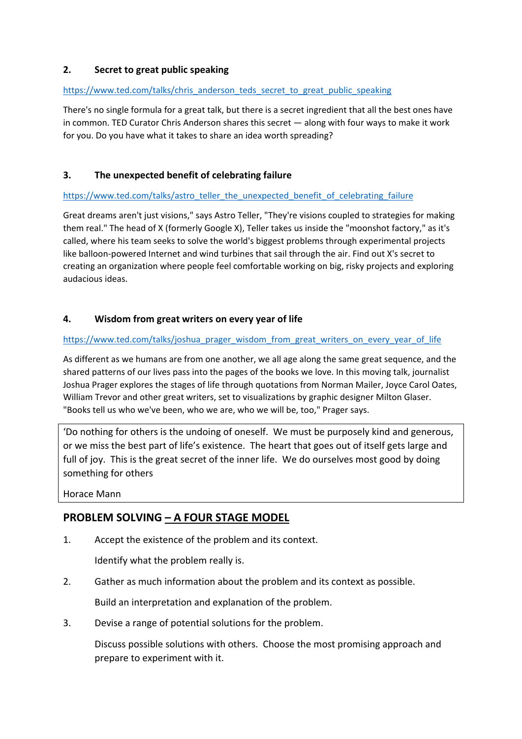### 2. Secret to great public speaking

https://www.ted.com/talks/chris_anderson_teds_secret_to_great_public_speaking

There's no single formula for a great talk, but there is a secret ingredient that all the best ones have in common. TED Curator Chris Anderson shares this secret — along with four ways to make it work for you. Do you have what it takes to share an idea worth spreading?

### 3. The unexpected benefit of celebrating failure

https://www.ted.com/talks/astro_teller_the_unexpected_benefit_of_celebrating_failure

Great dreams aren't just visions," says Astro Teller, "They're visions coupled to strategies for making them real." The head of X (formerly Google X), Teller takes us inside the "moonshot factory," as it's called, where his team seeks to solve the world's biggest problems through experimental projects like balloon-powered Internet and wind turbines that sail through the air. Find out X's secret to creating an organization where people feel comfortable working on big, risky projects and exploring audacious ideas.

### 4. Wisdom from great writers on every year of life

https://www.ted.com/talks/joshua_prager_wisdom_from_great_writers_on_every_year_of_life

As different as we humans are from one another, we all age along the same great sequence, and the shared patterns of our lives pass into the pages of the books we love. In this moving talk, journalist Joshua Prager explores the stages of life through quotations from Norman Mailer, Joyce Carol Oates, William Trevor and other great writers, set to visualizations by graphic designer Milton Glaser. "Books tell us who we've been, who we are, who we will be, too," Prager says.

> 'Do nothing for others is the undoing of oneself. We must be purposely kind and generous, or we miss the best part of life's existence. The heart that goes out of itself gets large and full of joy. This is the great secret of the inner life. We do ourselves most good by doing something for others
>
> Horace Mann

## PROBLEM SOLVING – A FOUR STAGE MODEL

1. Accept the existence of the problem and its context.

   Identify what the problem really is.

2. Gather as much information about the problem and its context as possible.

   Build an interpretation and explanation of the problem.

3. Devise a range of potential solutions for the problem.

   Discuss possible solutions with others. Choose the most promising approach and prepare to experiment with it.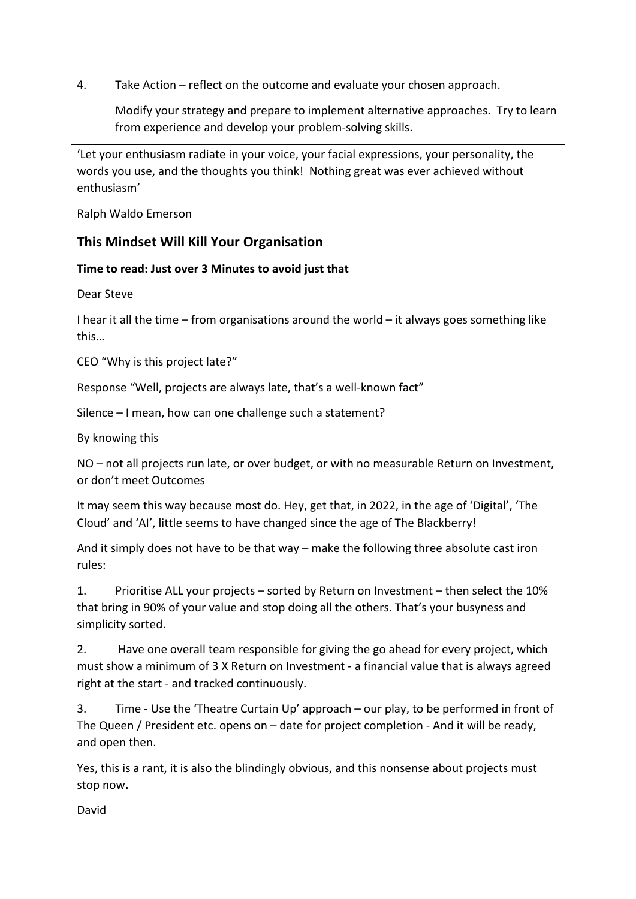4. Take Action – reflect on the outcome and evaluate your chosen approach.

   Modify your strategy and prepare to implement alternative approaches. Try to learn from experience and develop your problem-solving skills.

> 'Let your enthusiasm radiate in your voice, your facial expressions, your personality, the words you use, and the thoughts you think! Nothing great was ever achieved without enthusiasm'
>
> Ralph Waldo Emerson

## This Mindset Will Kill Your Organisation

**Time to read: Just over 3 Minutes to avoid just that**

Dear Steve

I hear it all the time – from organisations around the world – it always goes something like this…

CEO "Why is this project late?"

Response "Well, projects are always late, that's a well-known fact"

Silence – I mean, how can one challenge such a statement?

By knowing this

NO – not all projects run late, or over budget, or with no measurable Return on Investment, or don't meet Outcomes

It may seem this way because most do. Hey, get that, in 2022, in the age of 'Digital', 'The Cloud' and 'AI', little seems to have changed since the age of The Blackberry!

And it simply does not have to be that way – make the following three absolute cast iron rules:

1. Prioritise ALL your projects – sorted by Return on Investment – then select the 10% that bring in 90% of your value and stop doing all the others. That's your busyness and simplicity sorted.

2. Have one overall team responsible for giving the go ahead for every project, which must show a minimum of 3 X Return on Investment - a financial value that is always agreed right at the start - and tracked continuously.

3. Time - Use the 'Theatre Curtain Up' approach – our play, to be performed in front of The Queen / President etc. opens on – date for project completion - And it will be ready, and open then.

Yes, this is a rant, it is also the blindingly obvious, and this nonsense about projects must stop now.

David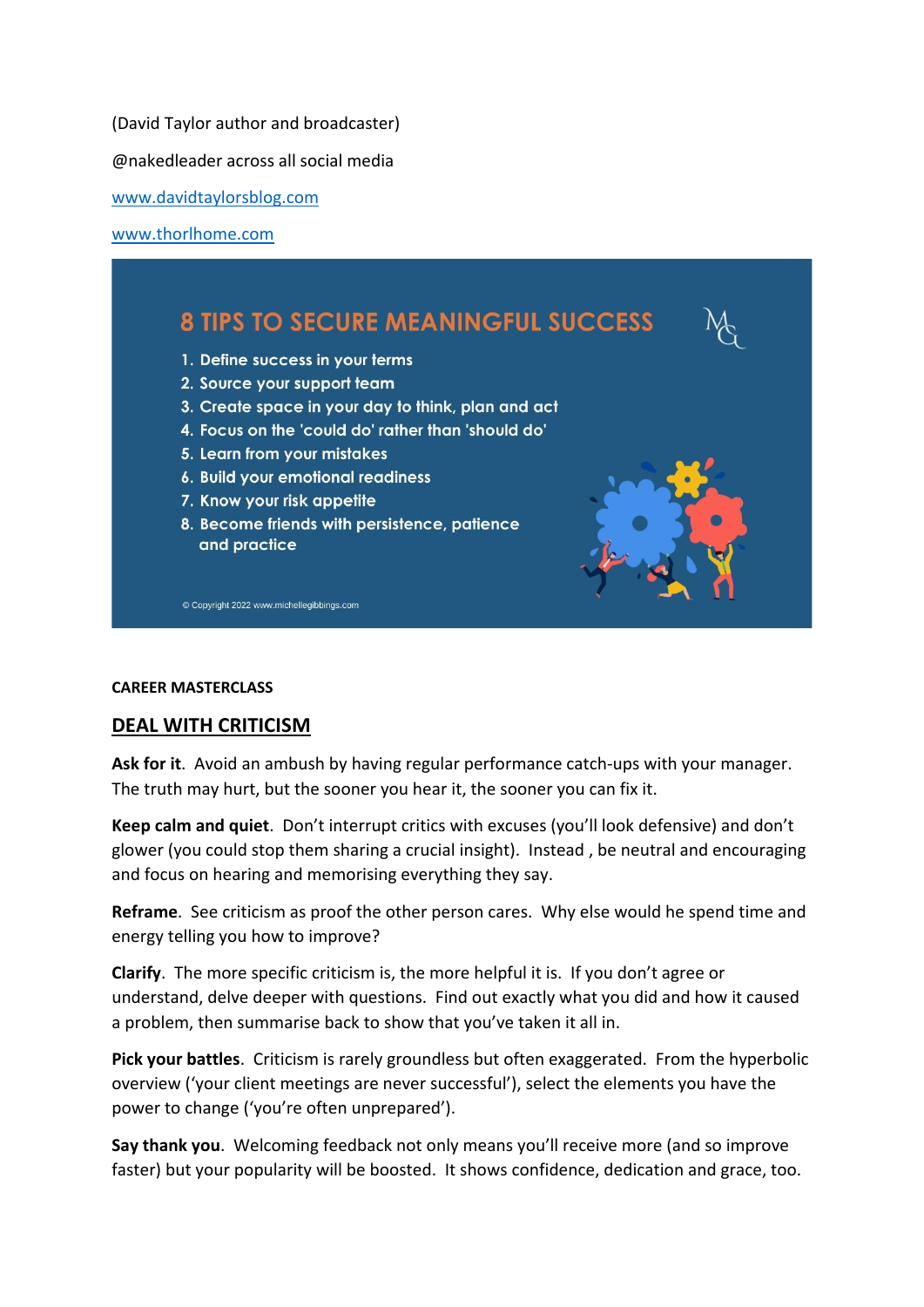(David Taylor author and broadcaster)

@nakedleader across all social media

www.davidtaylorsblog.com

www.thorlhome.com

## 8 TIPS TO SECURE MEANINGFUL SUCCESS

1. Define success in your terms
2. Source your support team
3. Create space in your day to think, plan and act
4. Focus on the 'could do' rather than 'should do'
5. Learn from your mistakes
6. Build your emotional readiness
7. Know your risk appetite
8. Become friends with persistence, patience and practice

© Copyright 2022 www.michellegibbings.com

**CAREER MASTERCLASS**

## DEAL WITH CRITICISM

**Ask for it**. Avoid an ambush by having regular performance catch-ups with your manager. The truth may hurt, but the sooner you hear it, the sooner you can fix it.

**Keep calm and quiet**. Don't interrupt critics with excuses (you'll look defensive) and don't glower (you could stop them sharing a crucial insight). Instead , be neutral and encouraging and focus on hearing and memorising everything they say.

**Reframe**. See criticism as proof the other person cares. Why else would he spend time and energy telling you how to improve?

**Clarify**. The more specific criticism is, the more helpful it is. If you don't agree or understand, delve deeper with questions. Find out exactly what you did and how it caused a problem, then summarise back to show that you've taken it all in.

**Pick your battles**. Criticism is rarely groundless but often exaggerated. From the hyperbolic overview ('your client meetings are never successful'), select the elements you have the power to change ('you're often unprepared').

**Say thank you**. Welcoming feedback not only means you'll receive more (and so improve faster) but your popularity will be boosted. It shows confidence, dedication and grace, too.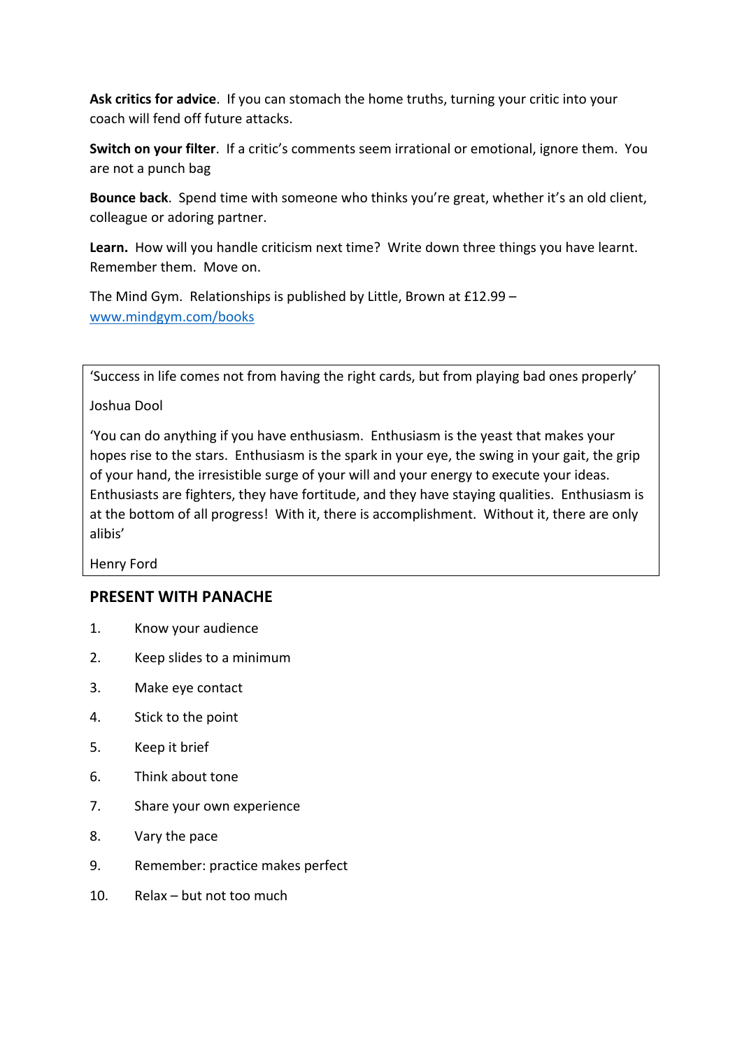**Ask critics for advice**. If you can stomach the home truths, turning your critic into your coach will fend off future attacks.

**Switch on your filter**. If a critic's comments seem irrational or emotional, ignore them. You are not a punch bag

**Bounce back**. Spend time with someone who thinks you're great, whether it's an old client, colleague or adoring partner.

**Learn.** How will you handle criticism next time? Write down three things you have learnt. Remember them. Move on.

The Mind Gym. Relationships is published by Little, Brown at £12.99 – [www.mindgym.com/books](www.mindgym.com/books)

> 'Success in life comes not from having the right cards, but from playing bad ones properly'
>
> Joshua Dool
>
> 'You can do anything if you have enthusiasm. Enthusiasm is the yeast that makes your hopes rise to the stars. Enthusiasm is the spark in your eye, the swing in your gait, the grip of your hand, the irresistible surge of your will and your energy to execute your ideas. Enthusiasts are fighters, they have fortitude, and they have staying qualities. Enthusiasm is at the bottom of all progress! With it, there is accomplishment. Without it, there are only alibis'
>
> Henry Ford

## PRESENT WITH PANACHE

1. Know your audience
2. Keep slides to a minimum
3. Make eye contact
4. Stick to the point
5. Keep it brief
6. Think about tone
7. Share your own experience
8. Vary the pace
9. Remember: practice makes perfect
10. Relax – but not too much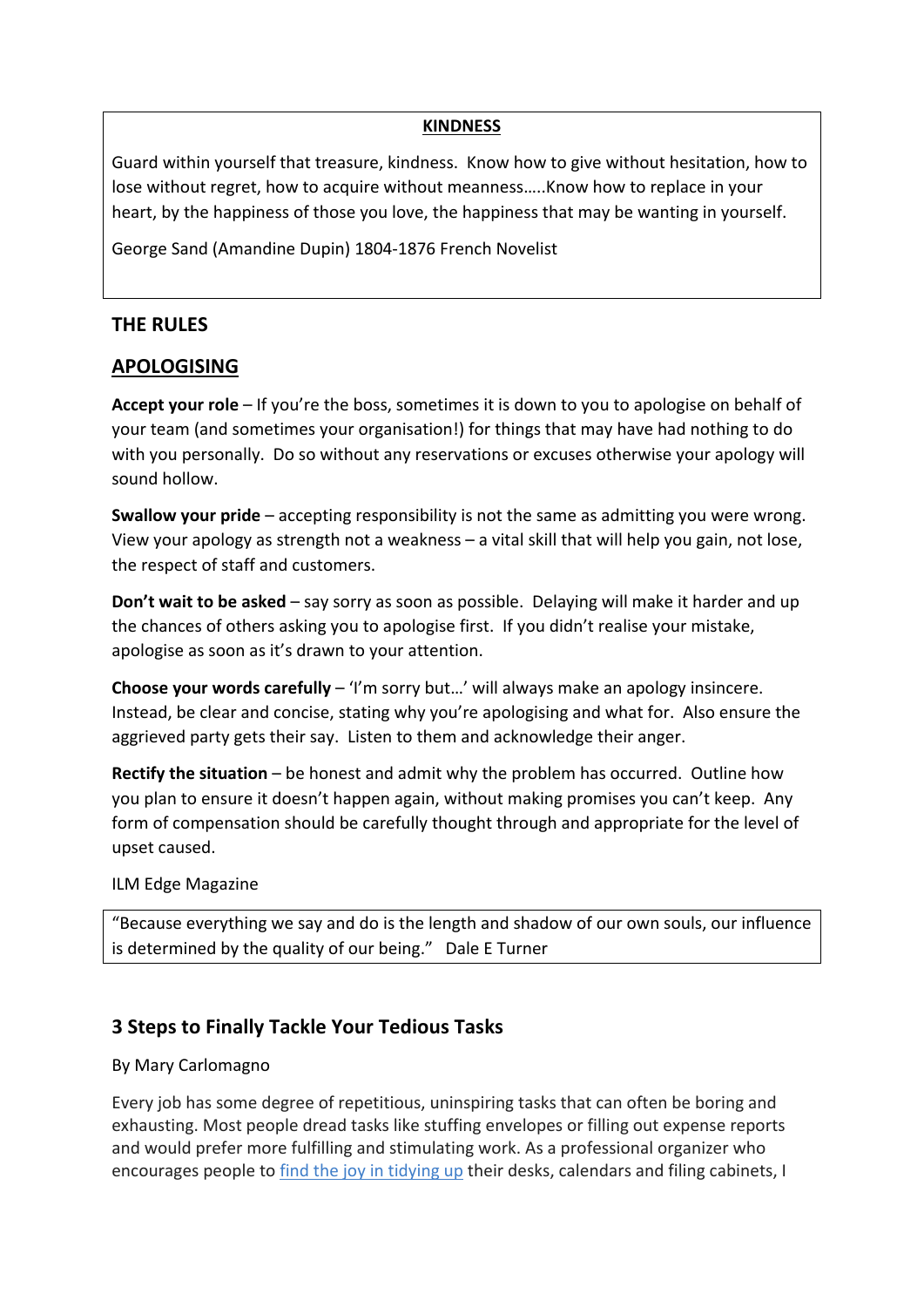**KINDNESS**

Guard within yourself that treasure, kindness. Know how to give without hesitation, how to lose without regret, how to acquire without meanness…..Know how to replace in your heart, by the happiness of those you love, the happiness that may be wanting in yourself.

George Sand (Amandine Dupin) 1804-1876 French Novelist

## THE RULES

## APOLOGISING

**Accept your role** – If you're the boss, sometimes it is down to you to apologise on behalf of your team (and sometimes your organisation!) for things that may have had nothing to do with you personally. Do so without any reservations or excuses otherwise your apology will sound hollow.

**Swallow your pride** – accepting responsibility is not the same as admitting you were wrong. View your apology as strength not a weakness – a vital skill that will help you gain, not lose, the respect of staff and customers.

**Don't wait to be asked** – say sorry as soon as possible. Delaying will make it harder and up the chances of others asking you to apologise first. If you didn't realise your mistake, apologise as soon as it's drawn to your attention.

**Choose your words carefully** – 'I'm sorry but…' will always make an apology insincere. Instead, be clear and concise, stating why you're apologising and what for. Also ensure the aggrieved party gets their say. Listen to them and acknowledge their anger.

**Rectify the situation** – be honest and admit why the problem has occurred. Outline how you plan to ensure it doesn't happen again, without making promises you can't keep. Any form of compensation should be carefully thought through and appropriate for the level of upset caused.

ILM Edge Magazine

"Because everything we say and do is the length and shadow of our own souls, our influence is determined by the quality of our being." Dale E Turner

## 3 Steps to Finally Tackle Your Tedious Tasks

By Mary Carlomagno

Every job has some degree of repetitious, uninspiring tasks that can often be boring and exhausting. Most people dread tasks like stuffing envelopes or filling out expense reports and would prefer more fulfilling and stimulating work. As a professional organizer who encourages people to find the joy in tidying up their desks, calendars and filing cabinets, I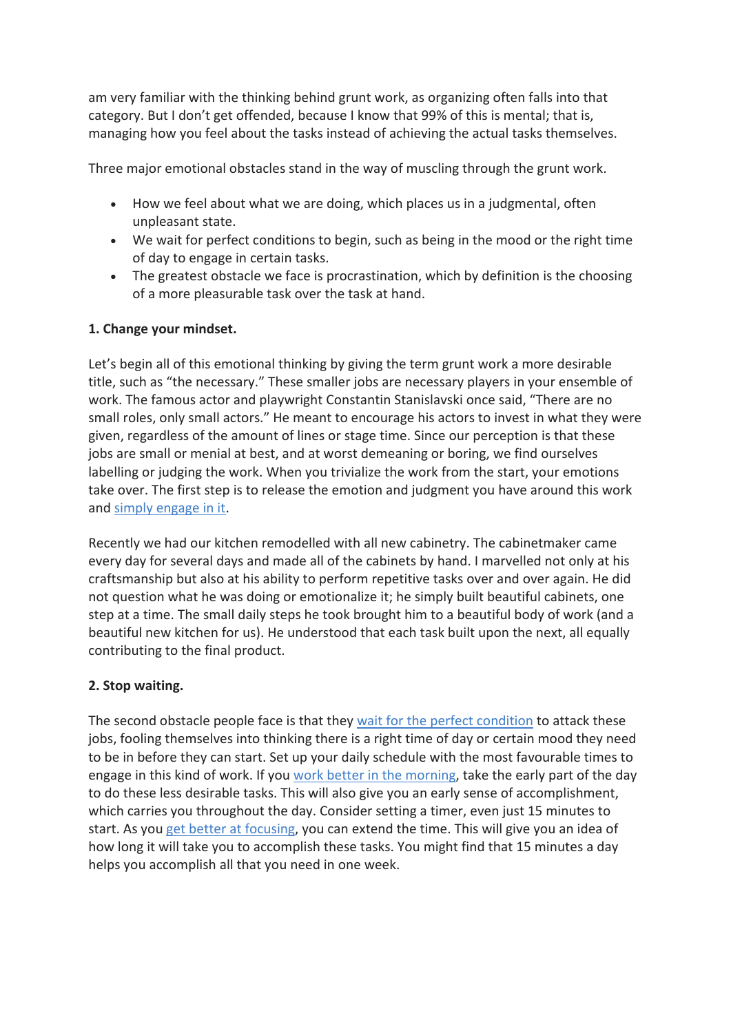am very familiar with the thinking behind grunt work, as organizing often falls into that category. But I don't get offended, because I know that 99% of this is mental; that is, managing how you feel about the tasks instead of achieving the actual tasks themselves.

Three major emotional obstacles stand in the way of muscling through the grunt work.

- How we feel about what we are doing, which places us in a judgmental, often unpleasant state.
- We wait for perfect conditions to begin, such as being in the mood or the right time of day to engage in certain tasks.
- The greatest obstacle we face is procrastination, which by definition is the choosing of a more pleasurable task over the task at hand.

**1. Change your mindset.**

Let's begin all of this emotional thinking by giving the term grunt work a more desirable title, such as "the necessary." These smaller jobs are necessary players in your ensemble of work. The famous actor and playwright Constantin Stanislavski once said, "There are no small roles, only small actors." He meant to encourage his actors to invest in what they were given, regardless of the amount of lines or stage time. Since our perception is that these jobs are small or menial at best, and at worst demeaning or boring, we find ourselves labelling or judging the work. When you trivialize the work from the start, your emotions take over. The first step is to release the emotion and judgment you have around this work and simply engage in it.

Recently we had our kitchen remodelled with all new cabinetry. The cabinetmaker came every day for several days and made all of the cabinets by hand. I marvelled not only at his craftsmanship but also at his ability to perform repetitive tasks over and over again. He did not question what he was doing or emotionalize it; he simply built beautiful cabinets, one step at a time. The small daily steps he took brought him to a beautiful body of work (and a beautiful new kitchen for us). He understood that each task built upon the next, all equally contributing to the final product.

**2. Stop waiting.**

The second obstacle people face is that they wait for the perfect condition to attack these jobs, fooling themselves into thinking there is a right time of day or certain mood they need to be in before they can start. Set up your daily schedule with the most favourable times to engage in this kind of work. If you work better in the morning, take the early part of the day to do these less desirable tasks. This will also give you an early sense of accomplishment, which carries you throughout the day. Consider setting a timer, even just 15 minutes to start. As you get better at focusing, you can extend the time. This will give you an idea of how long it will take you to accomplish these tasks. You might find that 15 minutes a day helps you accomplish all that you need in one week.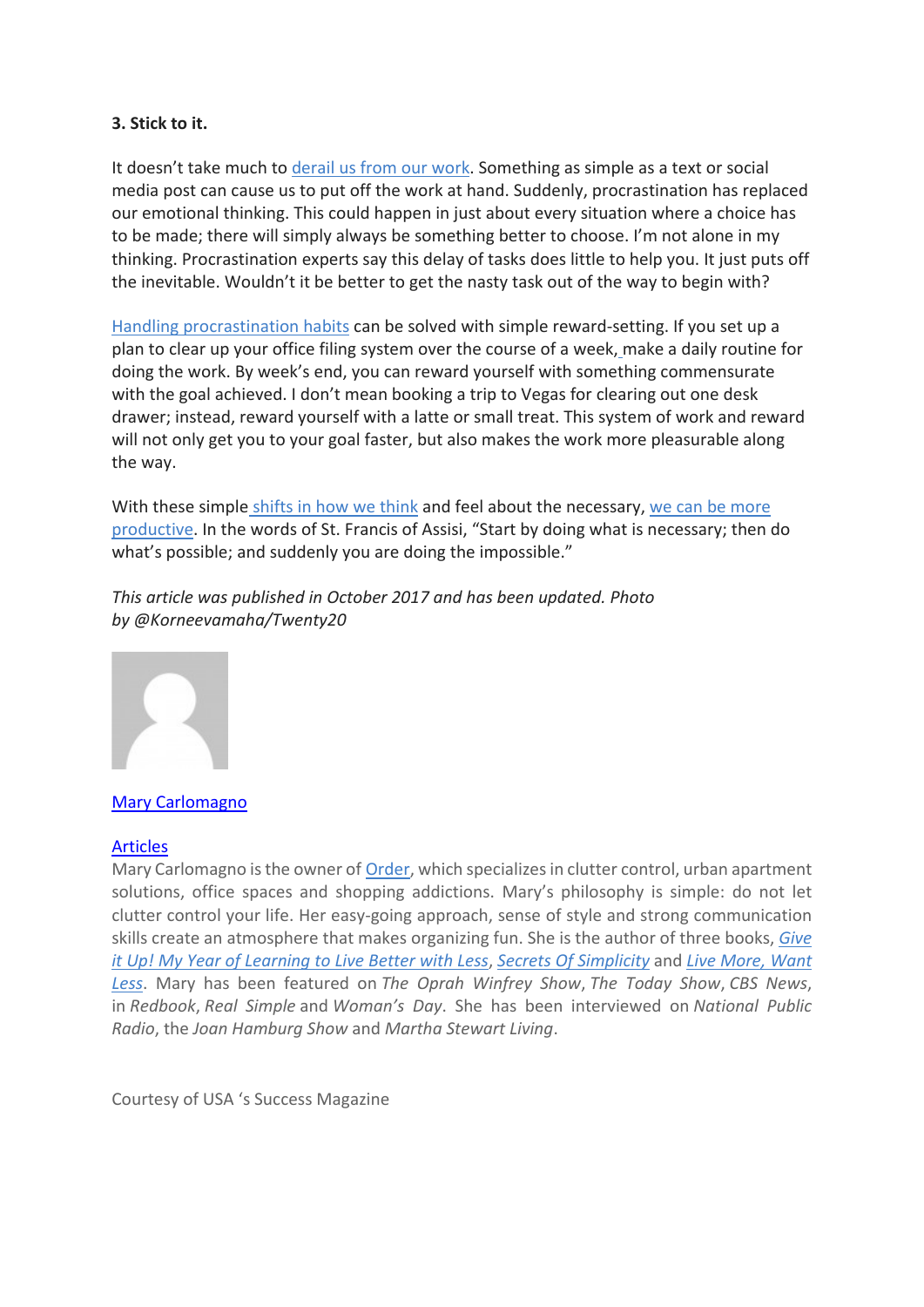**3. Stick to it.**

It doesn't take much to derail us from our work. Something as simple as a text or social media post can cause us to put off the work at hand. Suddenly, procrastination has replaced our emotional thinking. This could happen in just about every situation where a choice has to be made; there will simply always be something better to choose. I'm not alone in my thinking. Procrastination experts say this delay of tasks does little to help you. It just puts off the inevitable. Wouldn't it be better to get the nasty task out of the way to begin with?

Handling procrastination habits can be solved with simple reward-setting. If you set up a plan to clear up your office filing system over the course of a week, make a daily routine for doing the work. By week's end, you can reward yourself with something commensurate with the goal achieved. I don't mean booking a trip to Vegas for clearing out one desk drawer; instead, reward yourself with a latte or small treat. This system of work and reward will not only get you to your goal faster, but also makes the work more pleasurable along the way.

With these simple shifts in how we think and feel about the necessary, we can be more productive. In the words of St. Francis of Assisi, "Start by doing what is necessary; then do what's possible; and suddenly you are doing the impossible."

*This article was published in October 2017 and has been updated. Photo by @Korneevamaha/Twenty20*

Mary Carlomagno

Articles

Mary Carlomagno is the owner of Order, which specializes in clutter control, urban apartment solutions, office spaces and shopping addictions. Mary's philosophy is simple: do not let clutter control your life. Her easy-going approach, sense of style and strong communication skills create an atmosphere that makes organizing fun. She is the author of three books, *Give it Up! My Year of Learning to Live Better with Less*, *Secrets Of Simplicity* and *Live More, Want Less*. Mary has been featured on *The Oprah Winfrey Show*, *The Today Show*, *CBS News*, in *Redbook*, *Real Simple* and *Woman's Day*. She has been interviewed on *National Public Radio*, the *Joan Hamburg Show* and *Martha Stewart Living*.

Courtesy of USA 's Success Magazine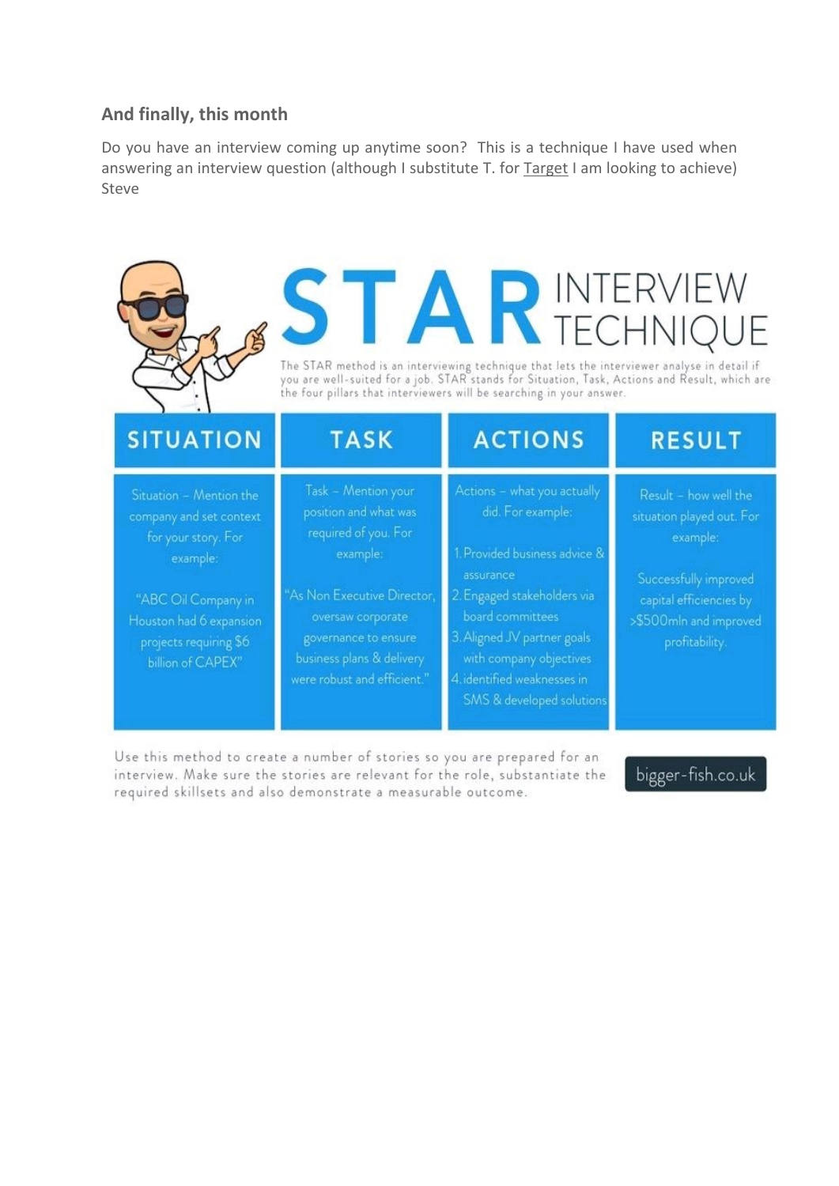## And finally, this month

Do you have an interview coming up anytime soon? This is a technique I have used when answering an interview question (although I substitute T. for Target I am looking to achieve) Steve

# STAR INTERVIEW TECHNIQUE

The STAR method is an interviewing technique that lets the interviewer analyse in detail if you are well-suited for a job. STAR stands for Situation, Task, Actions and Result, which are the four pillars that interviewers will be searching in your answer.

| SITUATION | TASK | ACTIONS | RESULT |
|---|---|---|---|
| Situation – Mention the company and set context for your story. For example:<br><br>"ABC Oil Company in Houston had 6 expansion projects requiring $6 billion of CAPEX" | Task – Mention your position and what was required of you. For example:<br><br>"As Non Executive Director, oversaw corporate governance to ensure business plans & delivery were robust and efficient." | Actions – what you actually did. For example:<br><br>1. Provided business advice & assurance<br>2. Engaged stakeholders via board committees<br>3. Aligned JV partner goals with company objectives<br>4. identified weaknesses in SMS & developed solutions | Result – how well the situation played out. For example:<br><br>Successfully improved capital efficiencies by >$500mln and improved profitability. |

Use this method to create a number of stories so you are prepared for an interview. Make sure the stories are relevant for the role, substantiate the required skillsets and also demonstrate a measurable outcome.

bigger-fish.co.uk